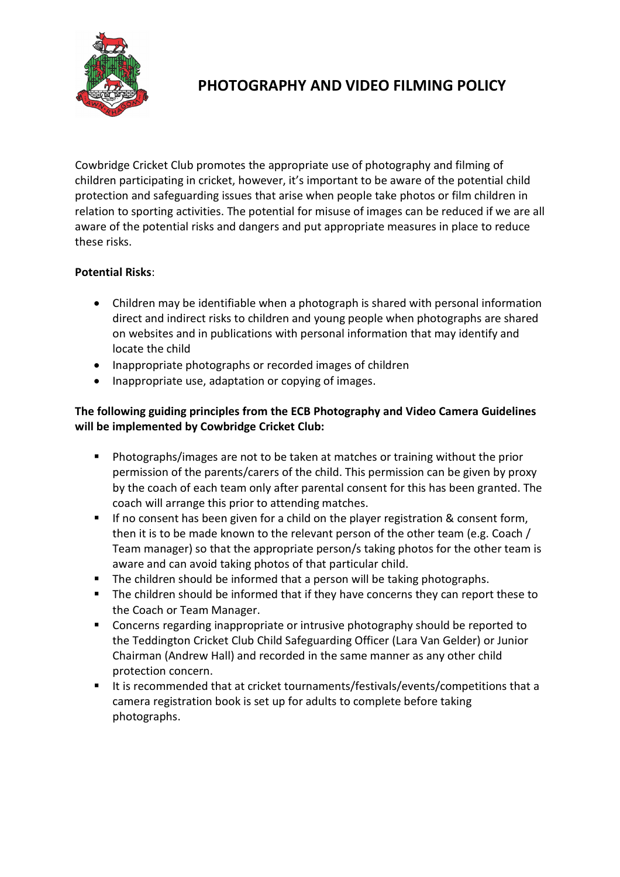# PHOTOGRAPHY AND VIDEO FILMING POLICY

Cowbridge Cricket Club promotes the appropriate use of photography and filming of children participating in cricket, however, it's important to be aware of the potential child protection and safeguarding issues that arise when people take photos or film children in relation to sporting activities. The potential for misuse of images can be reduced if we are all aware of the potential risks and dangers and put appropriate measures in place to reduce these risks.

**Potential Risks**:

- Children may be identifiable when a photograph is shared with personal information direct and indirect risks to children and young people when photographs are shared on websites and in publications with personal information that may identify and locate the child
- Inappropriate photographs or recorded images of children
- Inappropriate use, adaptation or copying of images.

**The following guiding principles from the ECB Photography and Video Camera Guidelines will be implemented by Cowbridge Cricket Club:**

- Photographs/images are not to be taken at matches or training without the prior permission of the parents/carers of the child. This permission can be given by proxy by the coach of each team only after parental consent for this has been granted. The coach will arrange this prior to attending matches.
- If no consent has been given for a child on the player registration & consent form, then it is to be made known to the relevant person of the other team (e.g. Coach / Team manager) so that the appropriate person/s taking photos for the other team is aware and can avoid taking photos of that particular child.
- The children should be informed that a person will be taking photographs.
- The children should be informed that if they have concerns they can report these to the Coach or Team Manager.
- Concerns regarding inappropriate or intrusive photography should be reported to the Teddington Cricket Club Child Safeguarding Officer (Lara Van Gelder) or Junior Chairman (Andrew Hall) and recorded in the same manner as any other child protection concern.
- It is recommended that at cricket tournaments/festivals/events/competitions that a camera registration book is set up for adults to complete before taking photographs.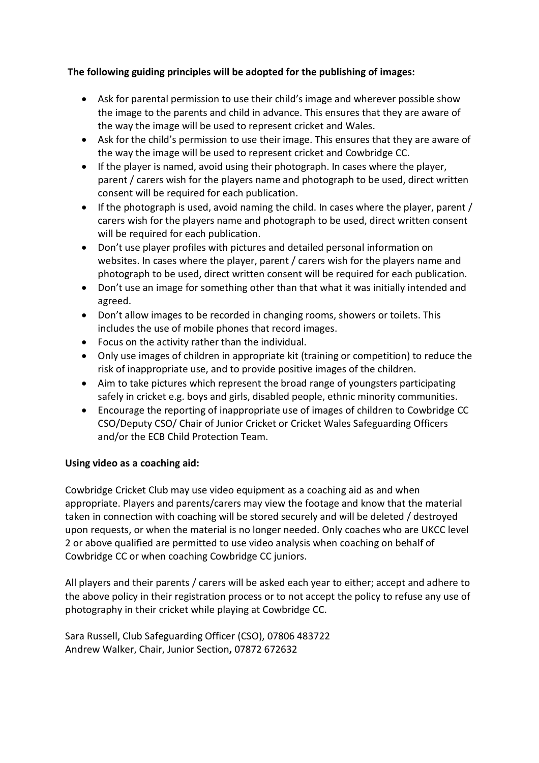**The following guiding principles will be adopted for the publishing of images:**

- Ask for parental permission to use their child's image and wherever possible show the image to the parents and child in advance. This ensures that they are aware of the way the image will be used to represent cricket and Wales.
- Ask for the child's permission to use their image. This ensures that they are aware of the way the image will be used to represent cricket and Cowbridge CC.
- If the player is named, avoid using their photograph. In cases where the player, parent / carers wish for the players name and photograph to be used, direct written consent will be required for each publication.
- If the photograph is used, avoid naming the child. In cases where the player, parent / carers wish for the players name and photograph to be used, direct written consent will be required for each publication.
- Don't use player profiles with pictures and detailed personal information on websites. In cases where the player, parent / carers wish for the players name and photograph to be used, direct written consent will be required for each publication.
- Don't use an image for something other than that what it was initially intended and agreed.
- Don't allow images to be recorded in changing rooms, showers or toilets. This includes the use of mobile phones that record images.
- Focus on the activity rather than the individual.
- Only use images of children in appropriate kit (training or competition) to reduce the risk of inappropriate use, and to provide positive images of the children.
- Aim to take pictures which represent the broad range of youngsters participating safely in cricket e.g. boys and girls, disabled people, ethnic minority communities.
- Encourage the reporting of inappropriate use of images of children to Cowbridge CC CSO/Deputy CSO/ Chair of Junior Cricket or Cricket Wales Safeguarding Officers and/or the ECB Child Protection Team.

**Using video as a coaching aid:**

Cowbridge Cricket Club may use video equipment as a coaching aid as and when appropriate. Players and parents/carers may view the footage and know that the material taken in connection with coaching will be stored securely and will be deleted / destroyed upon requests, or when the material is no longer needed. Only coaches who are UKCC level 2 or above qualified are permitted to use video analysis when coaching on behalf of Cowbridge CC or when coaching Cowbridge CC juniors.

All players and their parents / carers will be asked each year to either; accept and adhere to the above policy in their registration process or to not accept the policy to refuse any use of photography in their cricket while playing at Cowbridge CC.

Sara Russell, Club Safeguarding Officer (CSO), 07806 483722
Andrew Walker, Chair, Junior Section**,** 07872 672632